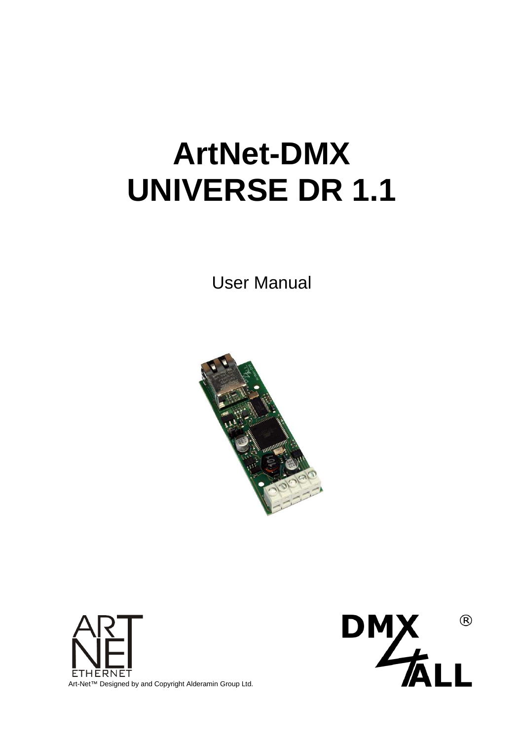# ArtNet-DMX UNIVERSE DR 1.1

User Manual

Art-Net™ Designed by and Copyright Alderamin Group Ltd.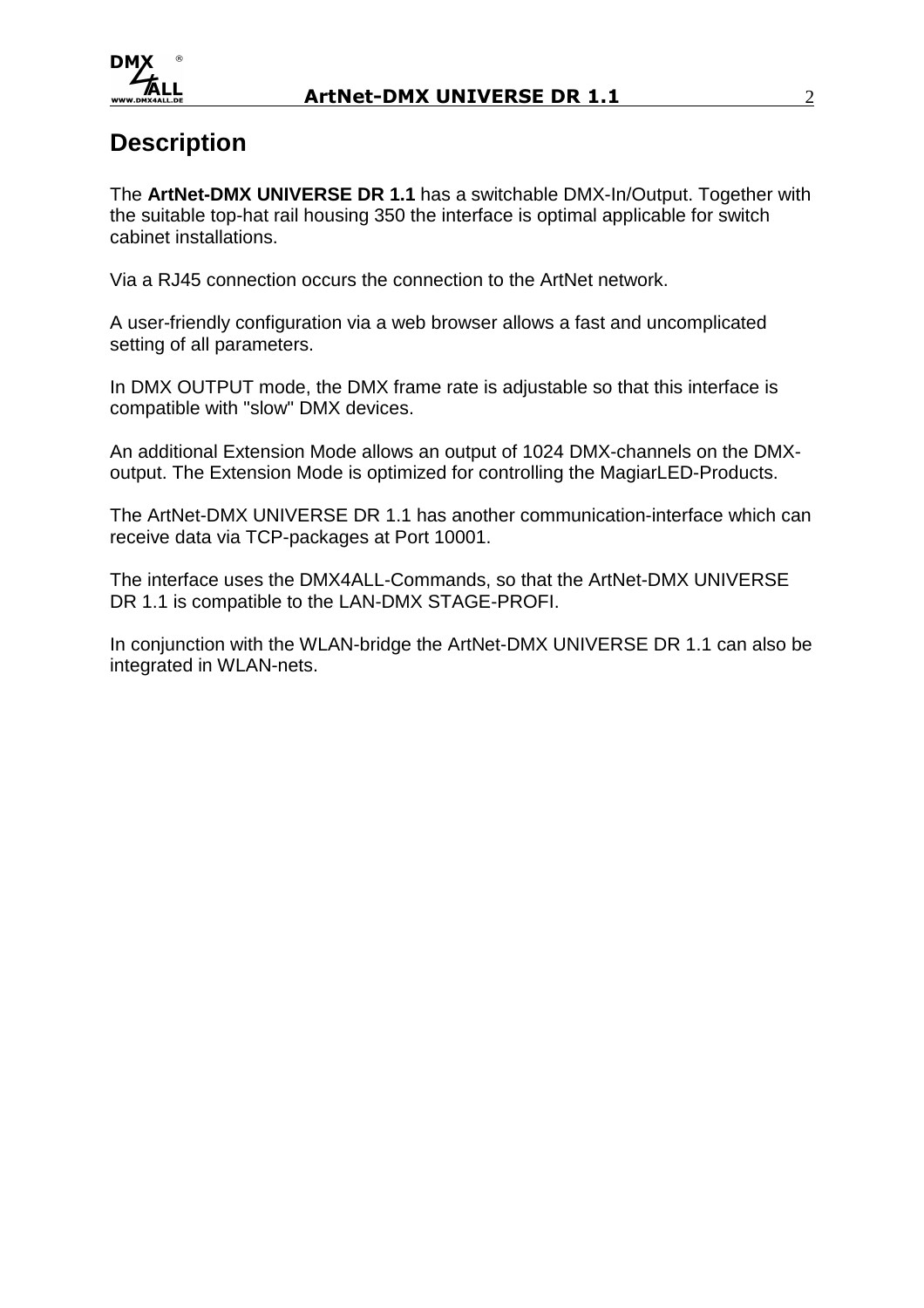# Description

The **ArtNet-DMX UNIVERSE DR 1.1** has a switchable DMX-In/Output. Together with the suitable top-hat rail housing 350 the interface is optimal applicable for switch cabinet installations.

Via a RJ45 connection occurs the connection to the ArtNet network.

A user-friendly configuration via a web browser allows a fast and uncomplicated setting of all parameters.

In DMX OUTPUT mode, the DMX frame rate is adjustable so that this interface is compatible with "slow" DMX devices.

An additional Extension Mode allows an output of 1024 DMX-channels on the DMX-output. The Extension Mode is optimized for controlling the MagiarLED-Products.

The ArtNet-DMX UNIVERSE DR 1.1 has another communication-interface which can receive data via TCP-packages at Port 10001.

The interface uses the DMX4ALL-Commands, so that the ArtNet-DMX UNIVERSE DR 1.1 is compatible to the LAN-DMX STAGE-PROFI.

In conjunction with the WLAN-bridge the ArtNet-DMX UNIVERSE DR 1.1 can also be integrated in WLAN-nets.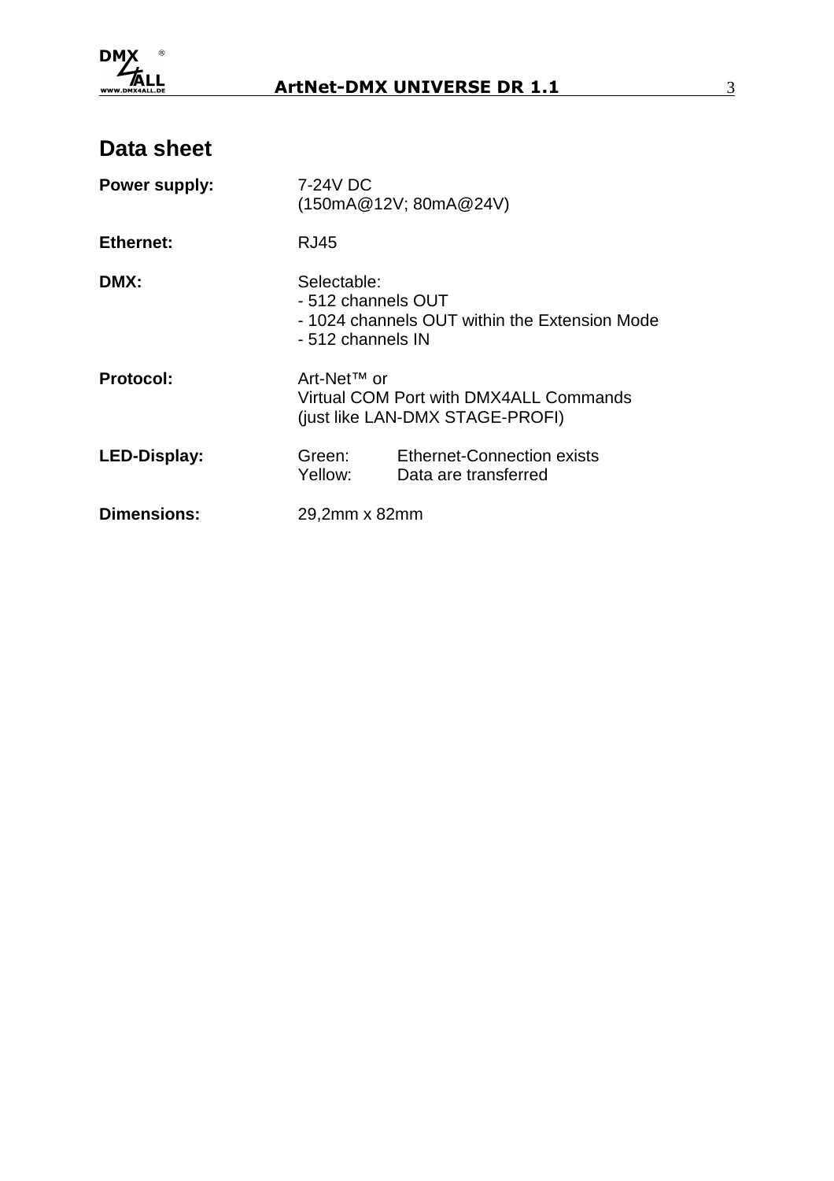## Data sheet

**Power supply:** 7-24V DC
(150mA@12V; 80mA@24V)

**Ethernet:** RJ45

**DMX:** Selectable:
- 512 channels OUT
- 1024 channels OUT within the Extension Mode
- 512 channels IN

**Protocol:** Art-Net™ or
Virtual COM Port with DMX4ALL Commands
(just like LAN-DMX STAGE-PROFI)

**LED-Display:** Green: Ethernet-Connection exists
Yellow: Data are transferred

**Dimensions:** 29,2mm x 82mm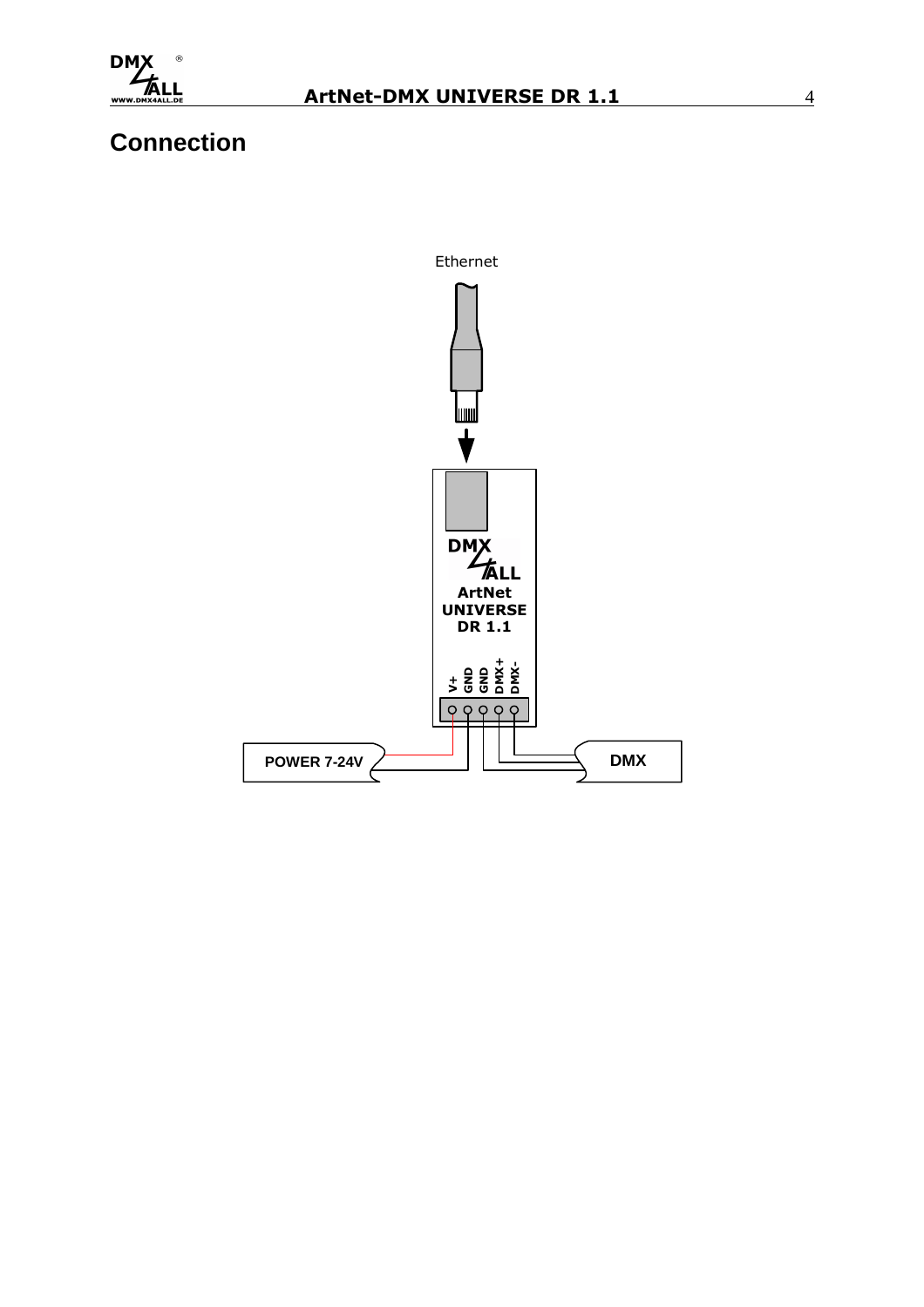# Connection

Ethernet

DMX 4ALL
ArtNet
UNIVERSE
DR 1.1

V+ GND GND DMX+ DMX-

POWER 7-24V

DMX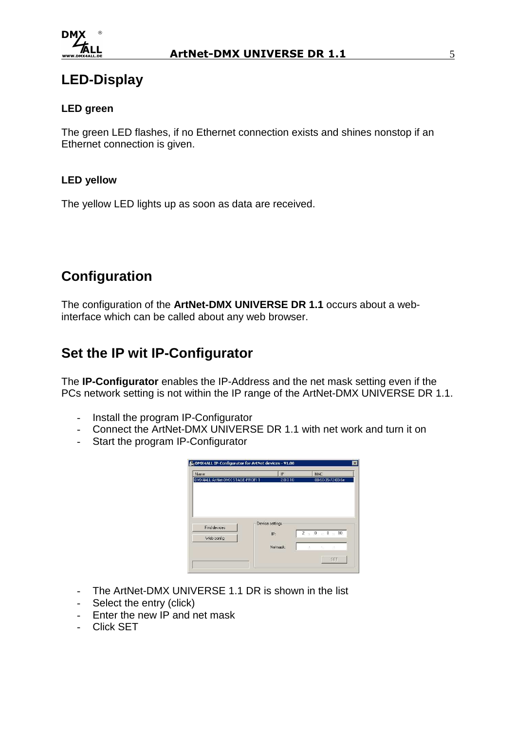## LED-Display

### LED green

The green LED flashes, if no Ethernet connection exists and shines nonstop if an Ethernet connection is given.

### LED yellow

The yellow LED lights up as soon as data are received.

## Configuration

The configuration of the **ArtNet-DMX UNIVERSE DR 1.1** occurs about a web-interface which can be called about any web browser.

## Set the IP wit IP-Configurator

The **IP-Configurator** enables the IP-Address and the net mask setting even if the PCs network setting is not within the IP range of the ArtNet-DMX UNIVERSE DR 1.1.

- Install the program IP-Configurator
- Connect the ArtNet-DMX UNIVERSE DR 1.1 with net work and turn it on
- Start the program IP-Configurator

- The ArtNet-DMX UNIVERSE 1.1 DR is shown in the list
- Select the entry (click)
- Enter the new IP and net mask
- Click SET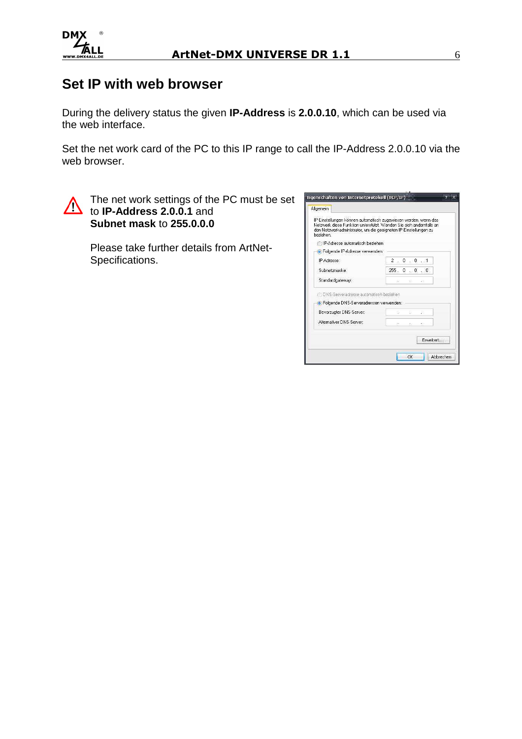## Set IP with web browser

During the delivery status the given **IP-Address** is **2.0.0.10**, which can be used via the web interface.

Set the net work card of the PC to this IP range to call the IP-Address 2.0.0.10 via the web browser.

⚠ The net work settings of the PC must be set to **IP-Address 2.0.0.1** and **Subnet mask** to **255.0.0.0**

Please take further details from ArtNet-Specifications.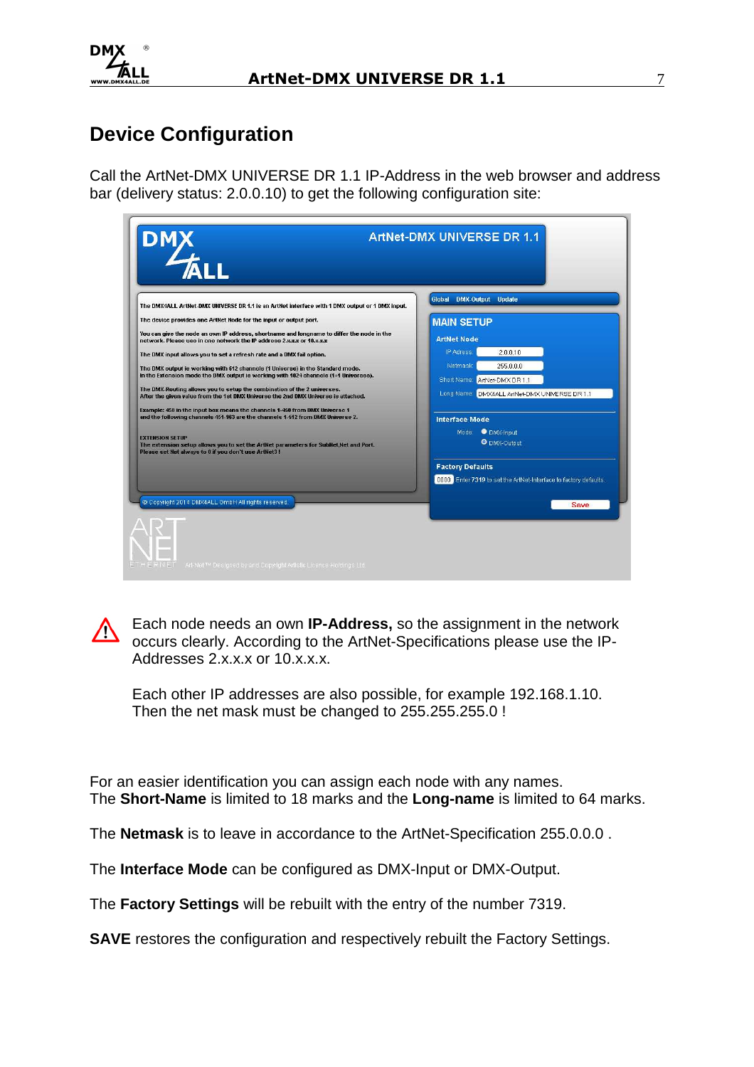# Device Configuration

Call the ArtNet-DMX UNIVERSE DR 1.1 IP-Address in the web browser and address bar (delivery status: 2.0.0.10) to get the following configuration site:

Each node needs an own **IP-Address,** so the assignment in the network occurs clearly. According to the ArtNet-Specifications please use the IP-Addresses 2.x.x.x or 10.x.x.x.

Each other IP addresses are also possible, for example 192.168.1.10. Then the net mask must be changed to 255.255.255.0 !

For an easier identification you can assign each node with any names.
The **Short-Name** is limited to 18 marks and the **Long-name** is limited to 64 marks.

The **Netmask** is to leave in accordance to the ArtNet-Specification 255.0.0.0 .

The **Interface Mode** can be configured as DMX-Input or DMX-Output.

The **Factory Settings** will be rebuilt with the entry of the number 7319.

**SAVE** restores the configuration and respectively rebuilt the Factory Settings.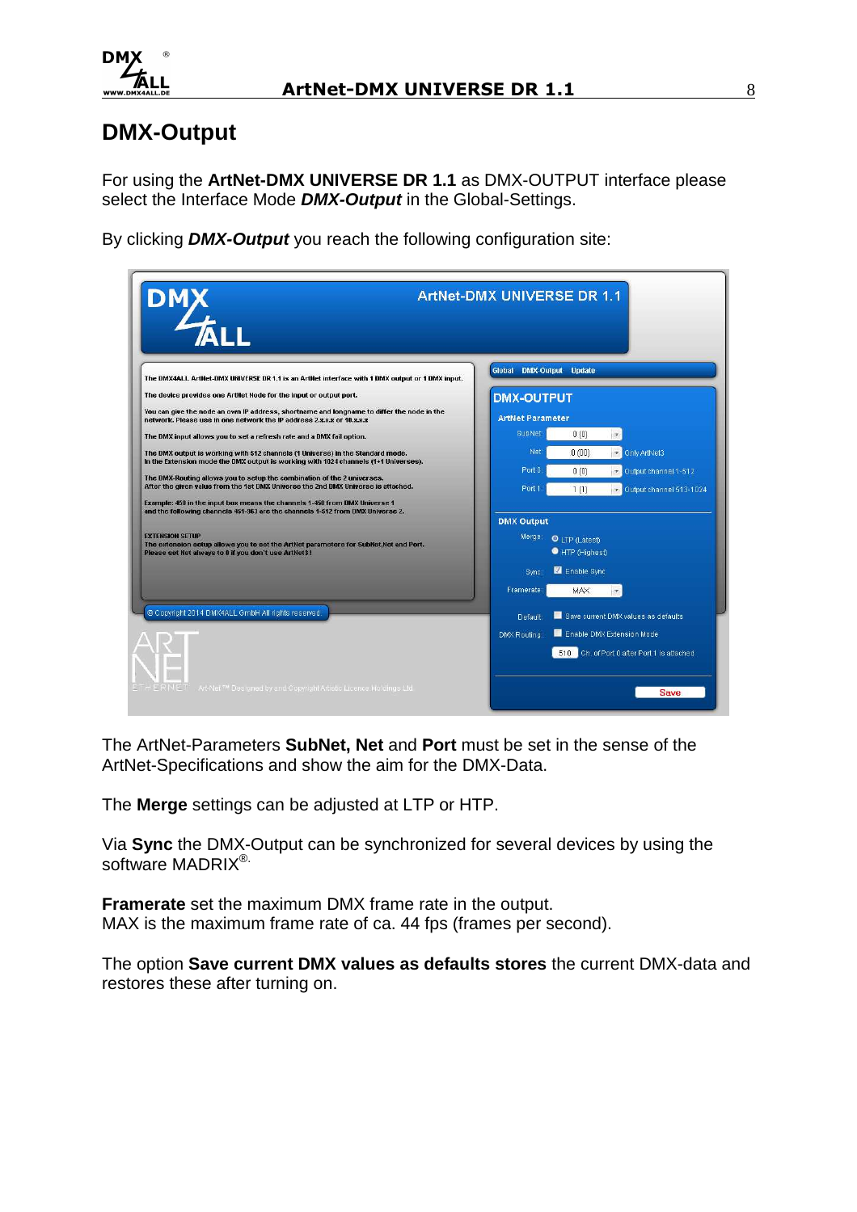# DMX-Output

For using the **ArtNet-DMX UNIVERSE DR 1.1** as DMX-OUTPUT interface please select the Interface Mode ***DMX-Output*** in the Global-Settings.

By clicking ***DMX-Output*** you reach the following configuration site:

The ArtNet-Parameters **SubNet, Net** and **Port** must be set in the sense of the ArtNet-Specifications and show the aim for the DMX-Data.

The **Merge** settings can be adjusted at LTP or HTP.

Via **Sync** the DMX-Output can be synchronized for several devices by using the software MADRIX®.

**Framerate** set the maximum DMX frame rate in the output.
MAX is the maximum frame rate of ca. 44 fps (frames per second).

The option **Save current DMX values as defaults stores** the current DMX-data and restores these after turning on.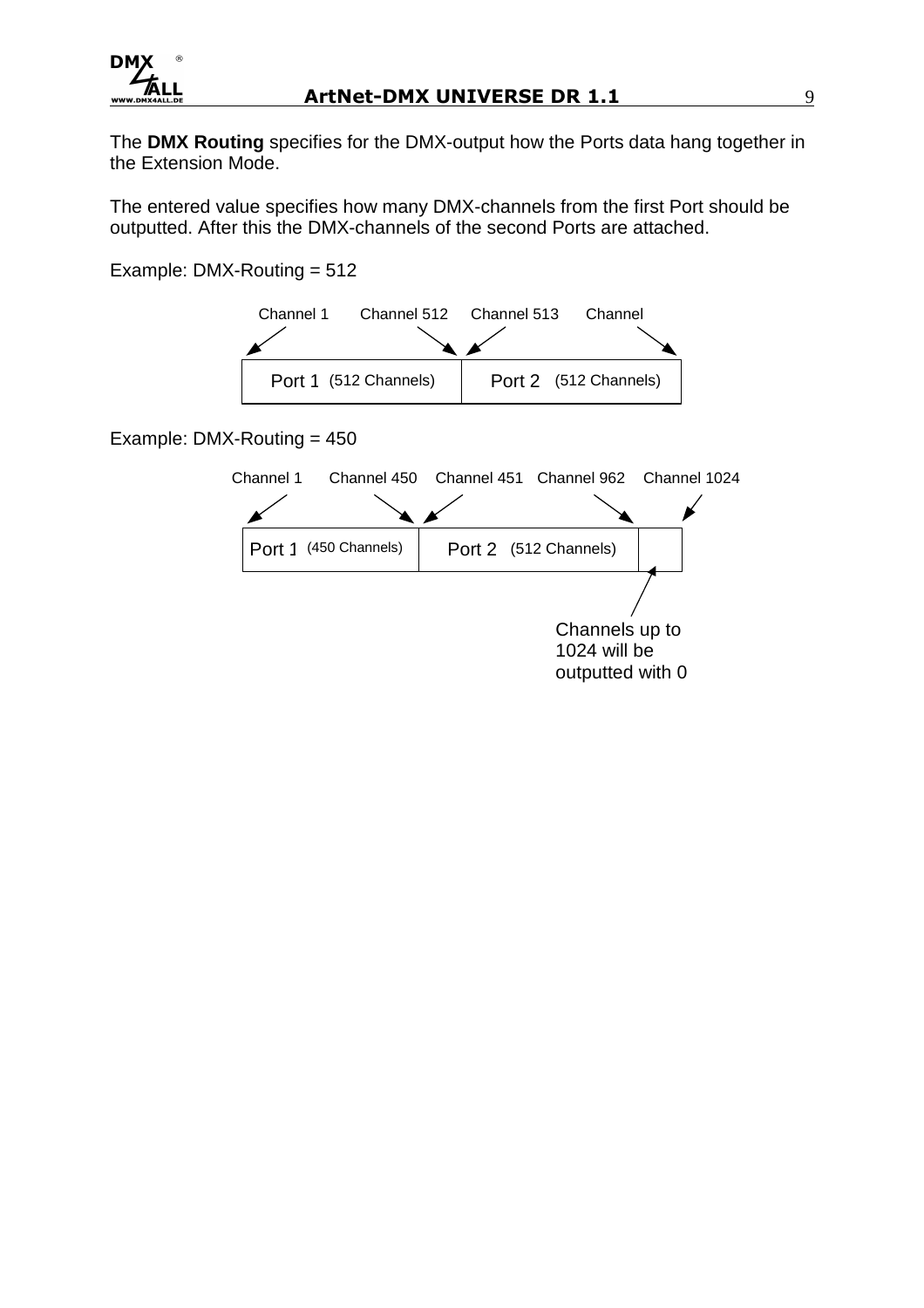The **DMX Routing** specifies for the DMX-output how the Ports data hang together in the Extension Mode.

The entered value specifies how many DMX-channels from the first Port should be outputted. After this the DMX-channels of the second Ports are attached.

Example: DMX-Routing = 512

Channel 1 Channel 512 Channel 513 Channel

Port 1 (512 Channels) | Port 2 (512 Channels)

Example: DMX-Routing = 450

Channel 1 Channel 450 Channel 451 Channel 962 Channel 1024

Port 1 (450 Channels) | Port 2 (512 Channels) |

Channels up to 1024 will be outputted with 0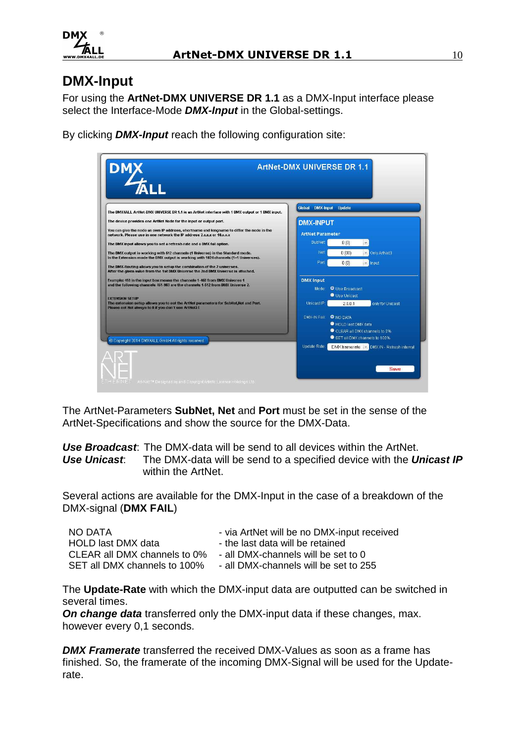# DMX-Input

For using the **ArtNet-DMX UNIVERSE DR 1.1** as a DMX-Input interface please select the Interface-Mode ***DMX-Input*** in the Global-settings.

By clicking ***DMX-Input*** reach the following configuration site:

The ArtNet-Parameters **SubNet, Net** and **Port** must be set in the sense of the ArtNet-Specifications and show the source for the DMX-Data.

***Use Broadcast***: The DMX-data will be send to all devices within the ArtNet.
***Use Unicast***: The DMX-data will be send to a specified device with the ***Unicast IP*** within the ArtNet.

Several actions are available for the DMX-Input in the case of a breakdown of the DMX-signal (**DMX FAIL**)

| | |
|---|---|
| NO DATA | - via ArtNet will be no DMX-input received |
| HOLD last DMX data | - the last data will be retained |
| CLEAR all DMX channels to 0% | - all DMX-channels will be set to 0 |
| SET all DMX channels to 100% | - all DMX-channels will be set to 255 |

The **Update-Rate** with which the DMX-input data are outputted can be switched in several times.
***On change data*** transferred only the DMX-input data if these changes, max. however every 0,1 seconds.

***DMX Framerate*** transferred the received DMX-Values as soon as a frame has finished. So, the framerate of the incoming DMX-Signal will be used for the Update-rate.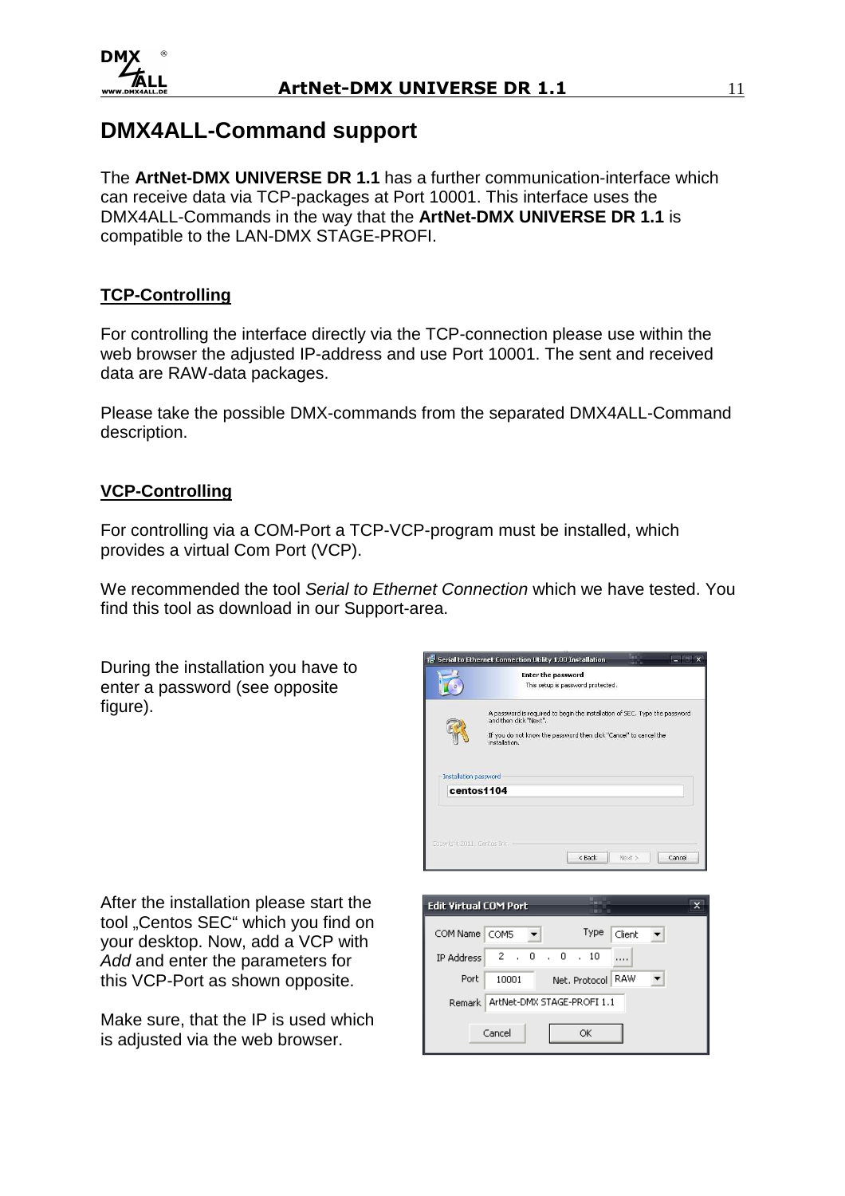# DMX4ALL-Command support

The **ArtNet-DMX UNIVERSE DR 1.1** has a further communication-interface which can receive data via TCP-packages at Port 10001. This interface uses the DMX4ALL-Commands in the way that the **ArtNet-DMX UNIVERSE DR 1.1** is compatible to the LAN-DMX STAGE-PROFI.

## TCP-Controlling

For controlling the interface directly via the TCP-connection please use within the web browser the adjusted IP-address and use Port 10001. The sent and received data are RAW-data packages.

Please take the possible DMX-commands from the separated DMX4ALL-Command description.

## VCP-Controlling

For controlling via a COM-Port a TCP-VCP-program must be installed, which provides a virtual Com Port (VCP).

We recommended the tool *Serial to Ethernet Connection* which we have tested. You find this tool as download in our Support-area.

During the installation you have to enter a password (see opposite figure).

After the installation please start the tool „Centos SEC" which you find on your desktop. Now, add a VCP with *Add* and enter the parameters for this VCP-Port as shown opposite.

Make sure, that the IP is used which is adjusted via the web browser.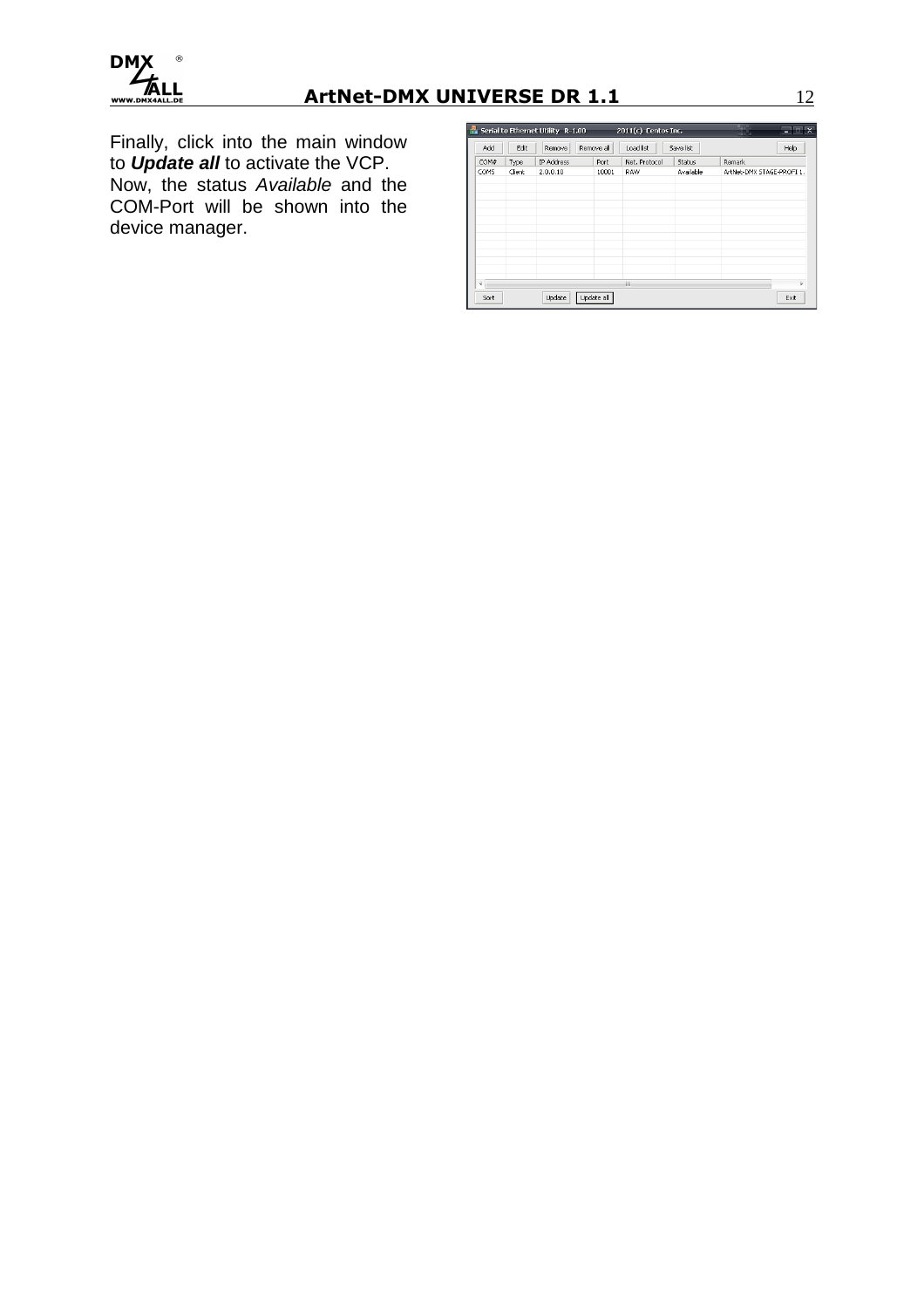Finally, click into the main window to ***Update all*** to activate the VCP.
Now, the status *Available* and the COM-Port will be shown into the device manager.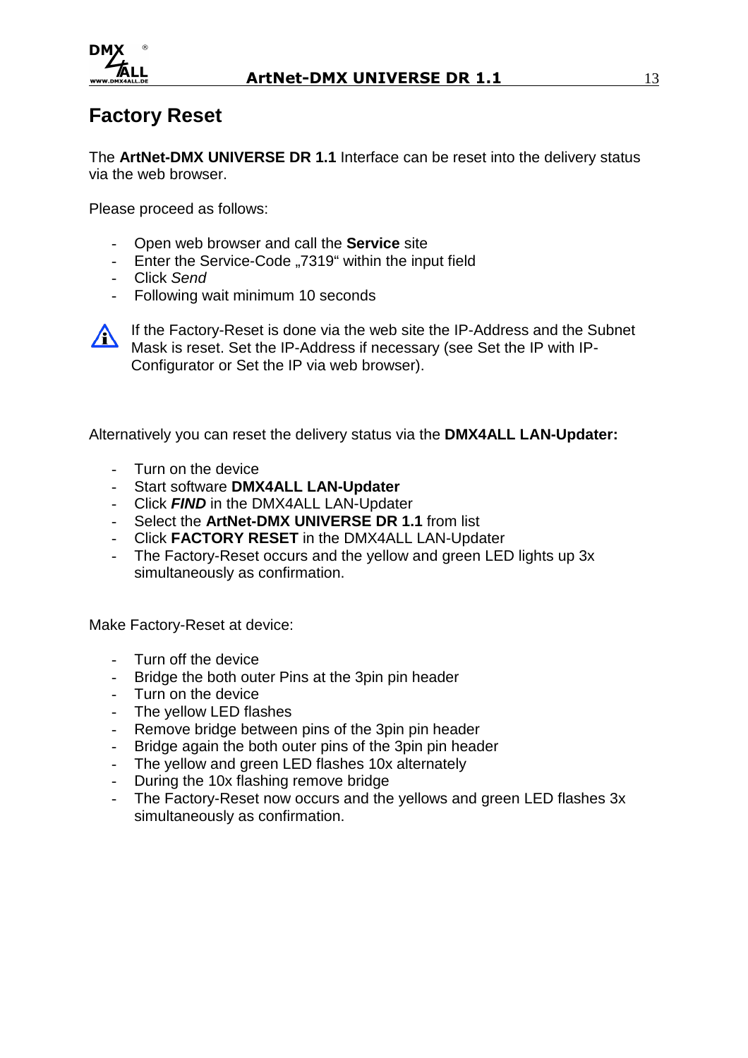# Factory Reset

The **ArtNet-DMX UNIVERSE DR 1.1** Interface can be reset into the delivery status via the web browser.

Please proceed as follows:

- Open web browser and call the **Service** site
- Enter the Service-Code „7319“ within the input field
- Click *Send*
- Following wait minimum 10 seconds

If the Factory-Reset is done via the web site the IP-Address and the Subnet Mask is reset. Set the IP-Address if necessary (see Set the IP with IP-Configurator or Set the IP via web browser).

Alternatively you can reset the delivery status via the **DMX4ALL LAN-Updater:**

- Turn on the device
- Start software **DMX4ALL LAN-Updater**
- Click ***FIND*** in the DMX4ALL LAN-Updater
- Select the **ArtNet-DMX UNIVERSE DR 1.1** from list
- Click **FACTORY RESET** in the DMX4ALL LAN-Updater
- The Factory-Reset occurs and the yellow and green LED lights up 3x simultaneously as confirmation.

Make Factory-Reset at device:

- Turn off the device
- Bridge the both outer Pins at the 3pin pin header
- Turn on the device
- The yellow LED flashes
- Remove bridge between pins of the 3pin pin header
- Bridge again the both outer pins of the 3pin pin header
- The yellow and green LED flashes 10x alternately
- During the 10x flashing remove bridge
- The Factory-Reset now occurs and the yellows and green LED flashes 3x simultaneously as confirmation.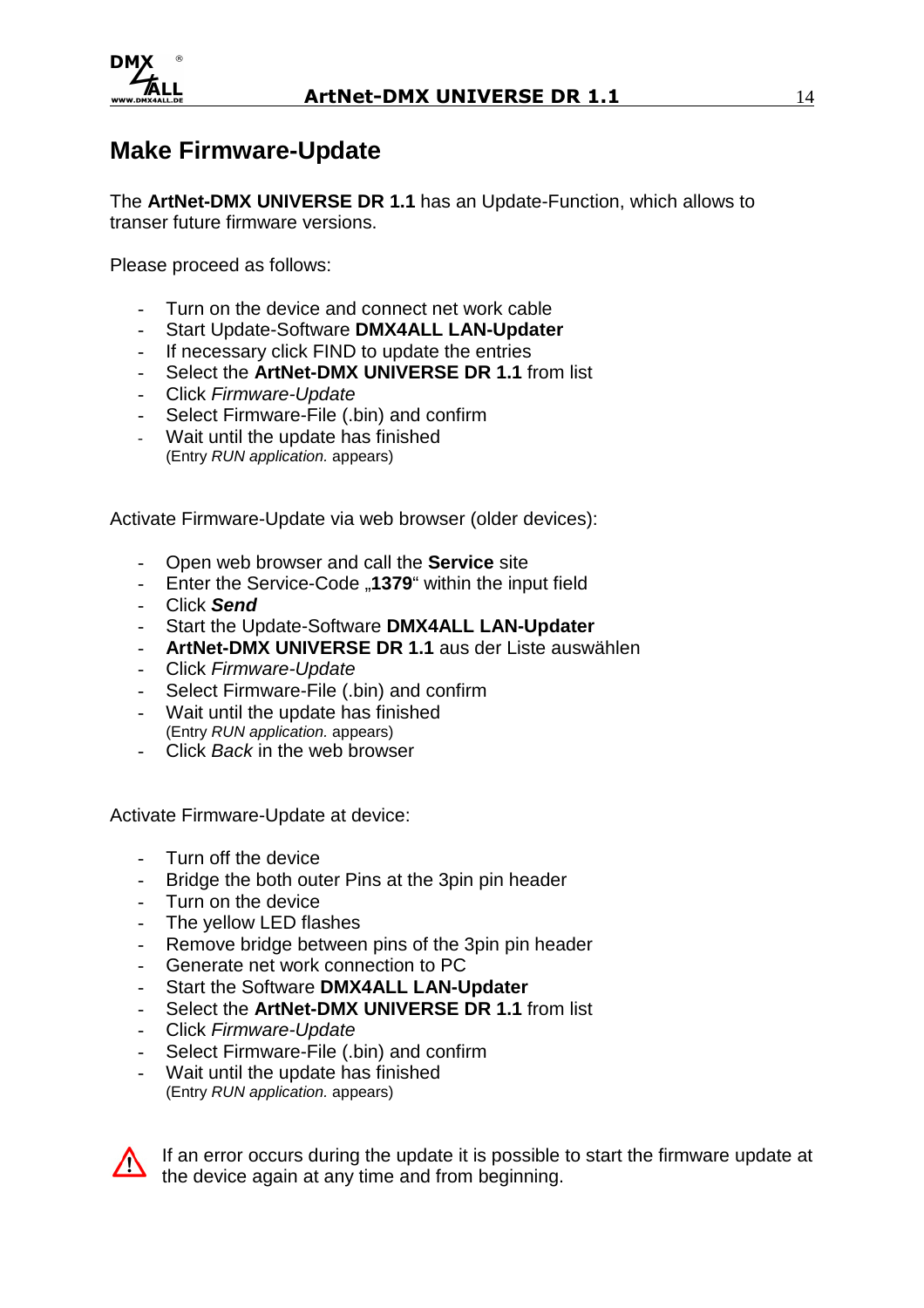# Make Firmware-Update

The **ArtNet-DMX UNIVERSE DR 1.1** has an Update-Function, which allows to transer future firmware versions.

Please proceed as follows:

- Turn on the device and connect net work cable
- Start Update-Software **DMX4ALL LAN-Updater**
- If necessary click FIND to update the entries
- Select the **ArtNet-DMX UNIVERSE DR 1.1** from list
- Click *Firmware-Update*
- Select Firmware-File (.bin) and confirm
- Wait until the update has finished
  (Entry *RUN application.* appears)

Activate Firmware-Update via web browser (older devices):

- Open web browser and call the **Service** site
- Enter the Service-Code „**1379**“ within the input field
- Click ***Send***
- Start the Update-Software **DMX4ALL LAN-Updater**
- **ArtNet-DMX UNIVERSE DR 1.1** aus der Liste auswählen
- Click *Firmware-Update*
- Select Firmware-File (.bin) and confirm
- Wait until the update has finished
  (Entry *RUN application.* appears)
- Click *Back* in the web browser

Activate Firmware-Update at device:

- Turn off the device
- Bridge the both outer Pins at the 3pin pin header
- Turn on the device
- The yellow LED flashes
- Remove bridge between pins of the 3pin pin header
- Generate net work connection to PC
- Start the Software **DMX4ALL LAN-Updater**
- Select the **ArtNet-DMX UNIVERSE DR 1.1** from list
- Click *Firmware-Update*
- Select Firmware-File (.bin) and confirm
- Wait until the update has finished
  (Entry *RUN application.* appears)

⚠ If an error occurs during the update it is possible to start the firmware update at the device again at any time and from beginning.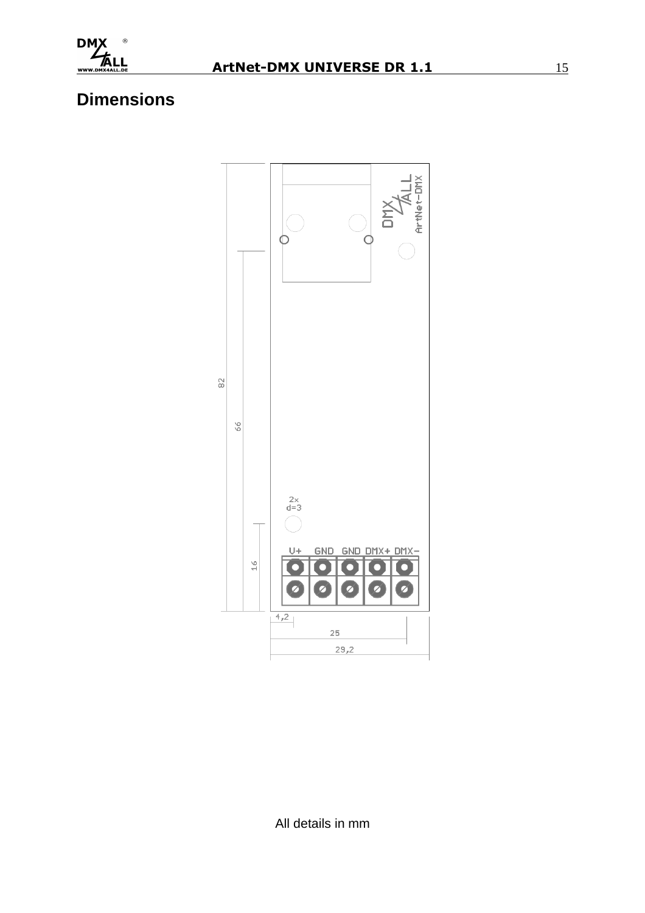# Dimensions

All details in mm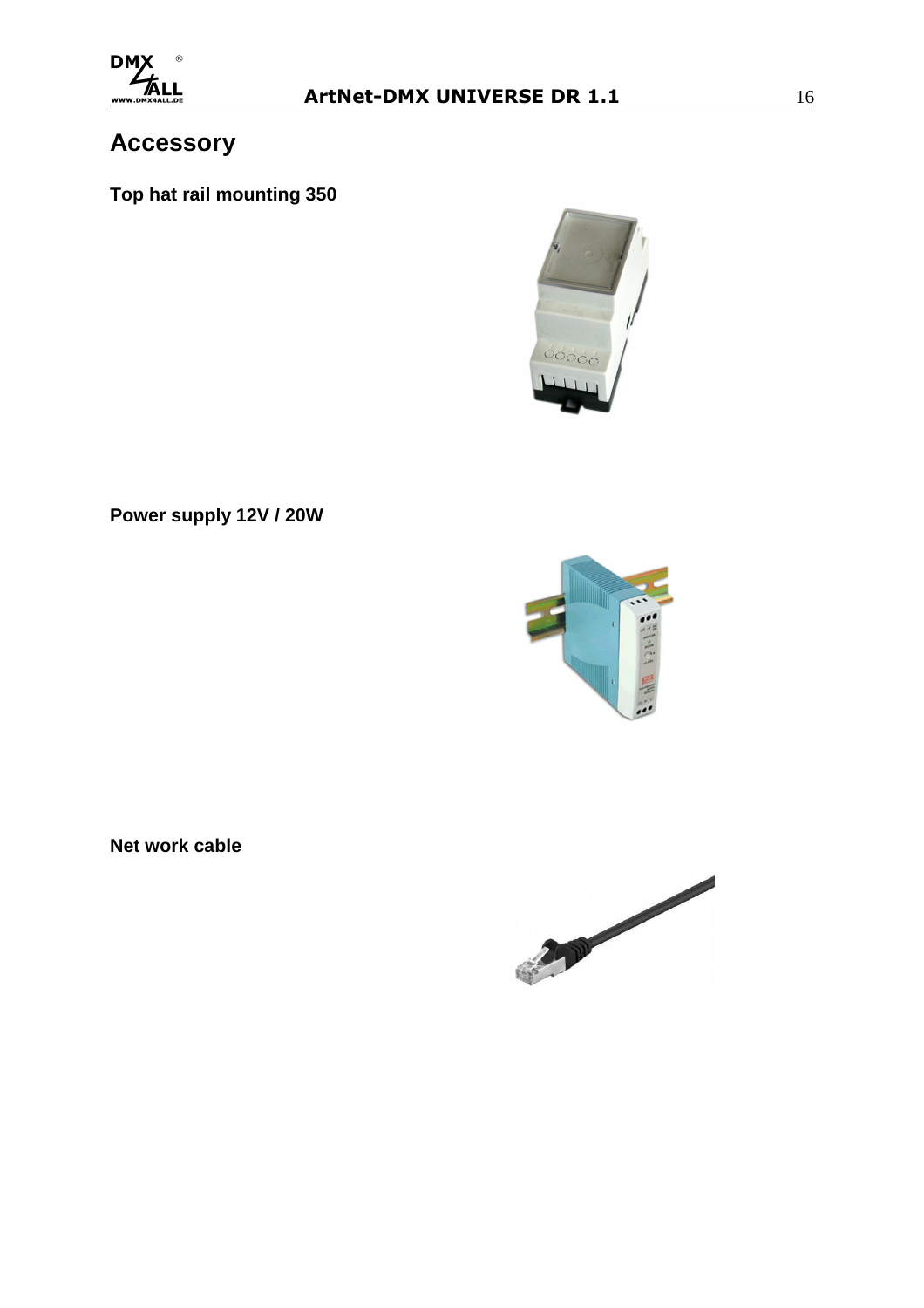# Accessory

**Top hat rail mounting 350**

**Power supply 12V / 20W**

**Net work cable**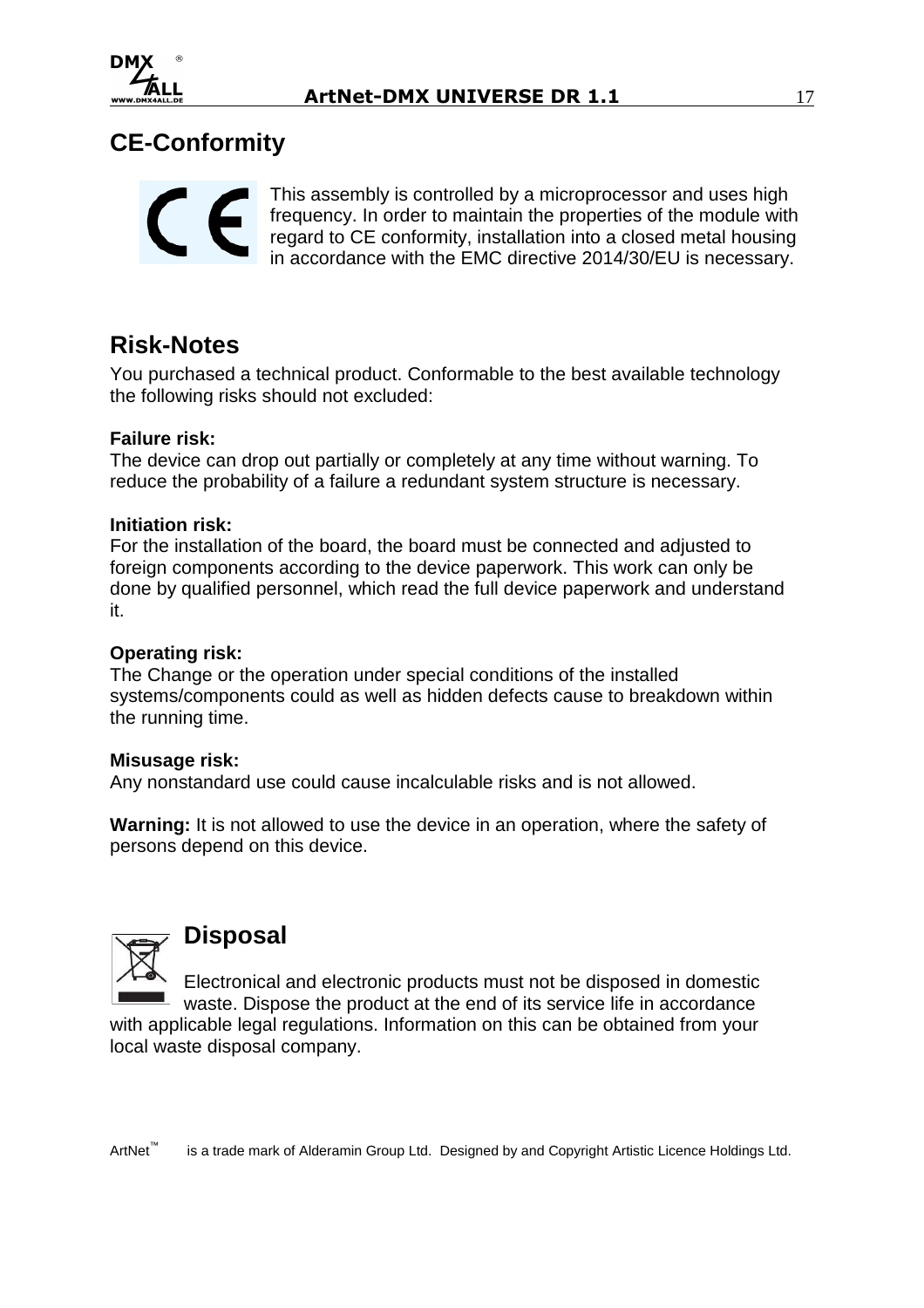## CE-Conformity

This assembly is controlled by a microprocessor and uses high frequency. In order to maintain the properties of the module with regard to CE conformity, installation into a closed metal housing in accordance with the EMC directive 2014/30/EU is necessary.

## Risk-Notes

You purchased a technical product. Conformable to the best available technology the following risks should not excluded:

**Failure risk:**
The device can drop out partially or completely at any time without warning. To reduce the probability of a failure a redundant system structure is necessary.

**Initiation risk:**
For the installation of the board, the board must be connected and adjusted to foreign components according to the device paperwork. This work can only be done by qualified personnel, which read the full device paperwork and understand it.

**Operating risk:**
The Change or the operation under special conditions of the installed systems/components could as well as hidden defects cause to breakdown within the running time.

**Misusage risk:**
Any nonstandard use could cause incalculable risks and is not allowed.

**Warning:** It is not allowed to use the device in an operation, where the safety of persons depend on this device.

## Disposal

Electronical and electronic products must not be disposed in domestic waste. Dispose the product at the end of its service life in accordance with applicable legal regulations. Information on this can be obtained from your local waste disposal company.

ArtNet™ is a trade mark of Alderamin Group Ltd. Designed by and Copyright Artistic Licence Holdings Ltd.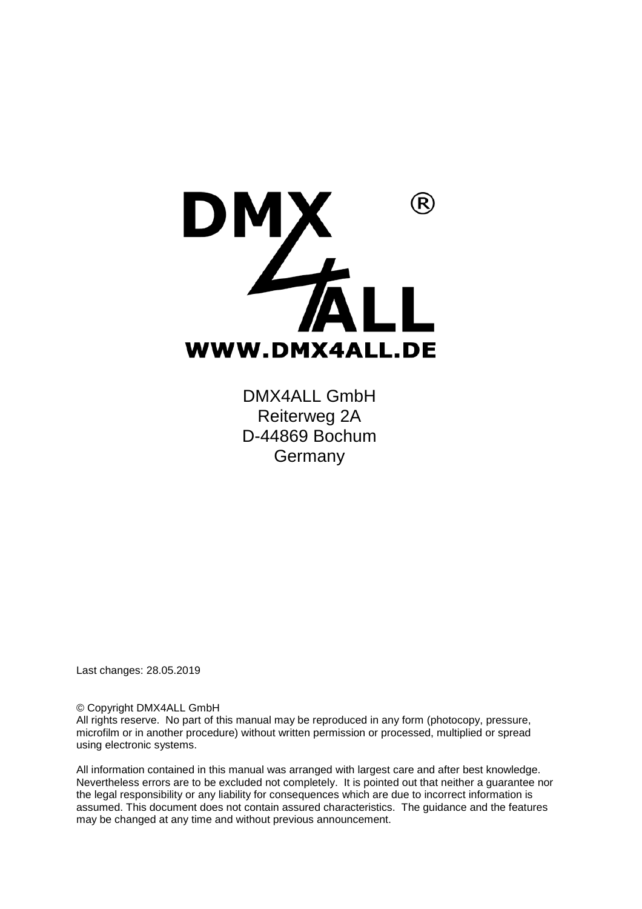DMX4ALL GmbH
Reiterweg 2A
D-44869 Bochum
Germany

Last changes: 28.05.2019

© Copyright DMX4ALL GmbH
All rights reserve. No part of this manual may be reproduced in any form (photocopy, pressure, microfilm or in another procedure) without written permission or processed, multiplied or spread using electronic systems.

All information contained in this manual was arranged with largest care and after best knowledge. Nevertheless errors are to be excluded not completely. It is pointed out that neither a guarantee nor the legal responsibility or any liability for consequences which are due to incorrect information is assumed. This document does not contain assured characteristics. The guidance and the features may be changed at any time and without previous announcement.